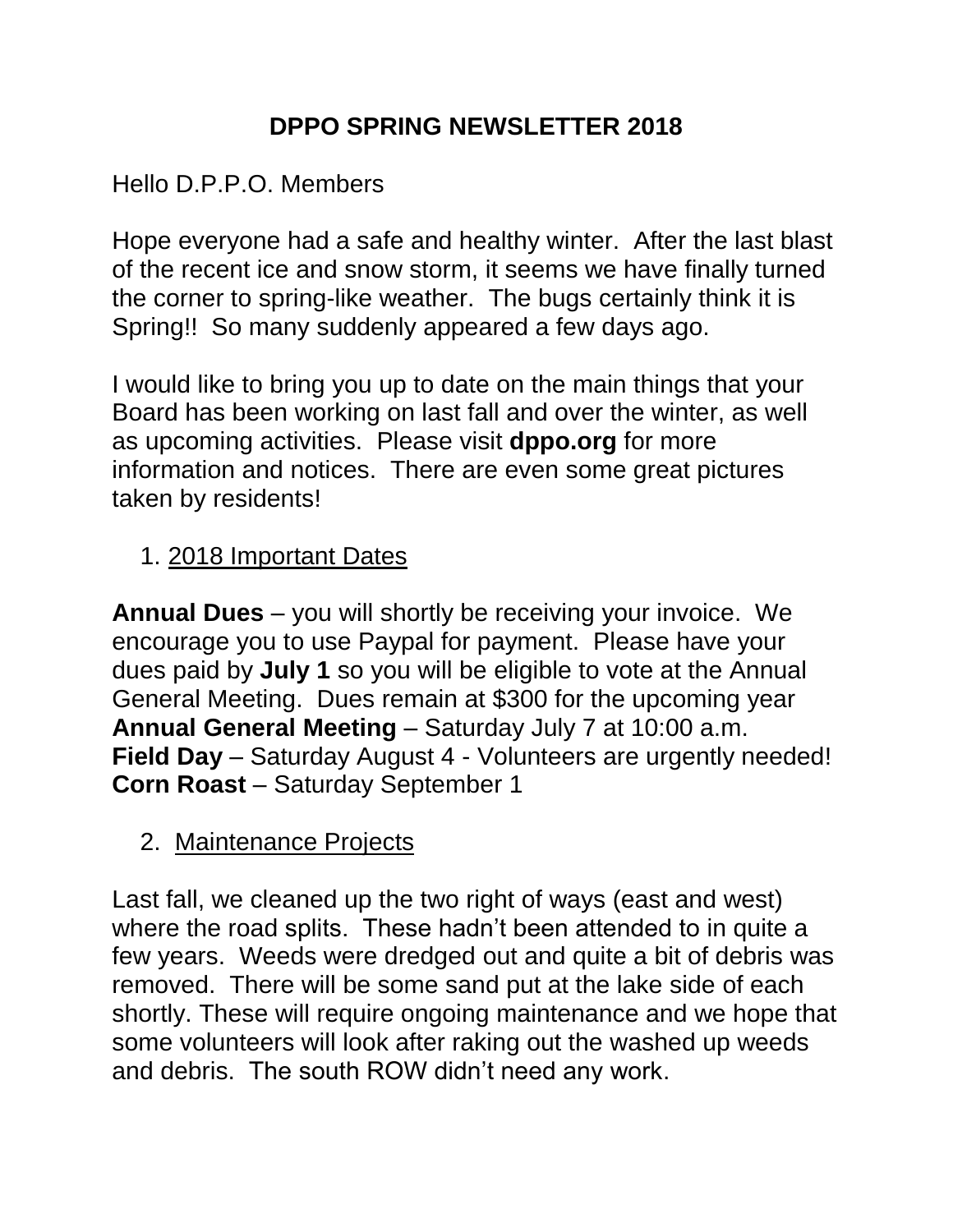# DPPO SPRING NEWSLETTER 2018

Hello D.P.P.O. Members

Hope everyone had a safe and healthy winter. After the last blast of the recent ice and snow storm, it seems we have finally turned the corner to spring-like weather. The bugs certainly think it is Spring!! So many suddenly appeared a few days ago.

I would like to bring you up to date on the main things that your Board has been working on last fall and over the winter, as well as upcoming activities. Please visit **dppo.org** for more information and notices. There are even some great pictures taken by residents!

1. <u>2018 Important Dates</u>

**Annual Dues** – you will shortly be receiving your invoice. We encourage you to use Paypal for payment. Please have your dues paid by **July 1** so you will be eligible to vote at the Annual General Meeting. Dues remain at $300 for the upcoming year
**Annual General Meeting** – Saturday July 7 at 10:00 a.m.
**Field Day** – Saturday August 4 - Volunteers are urgently needed!
**Corn Roast** – Saturday September 1

2. <u>Maintenance Projects</u>

Last fall, we cleaned up the two right of ways (east and west) where the road splits. These hadn't been attended to in quite a few years. Weeds were dredged out and quite a bit of debris was removed. There will be some sand put at the lake side of each shortly. These will require ongoing maintenance and we hope that some volunteers will look after raking out the washed up weeds and debris. The south ROW didn't need any work.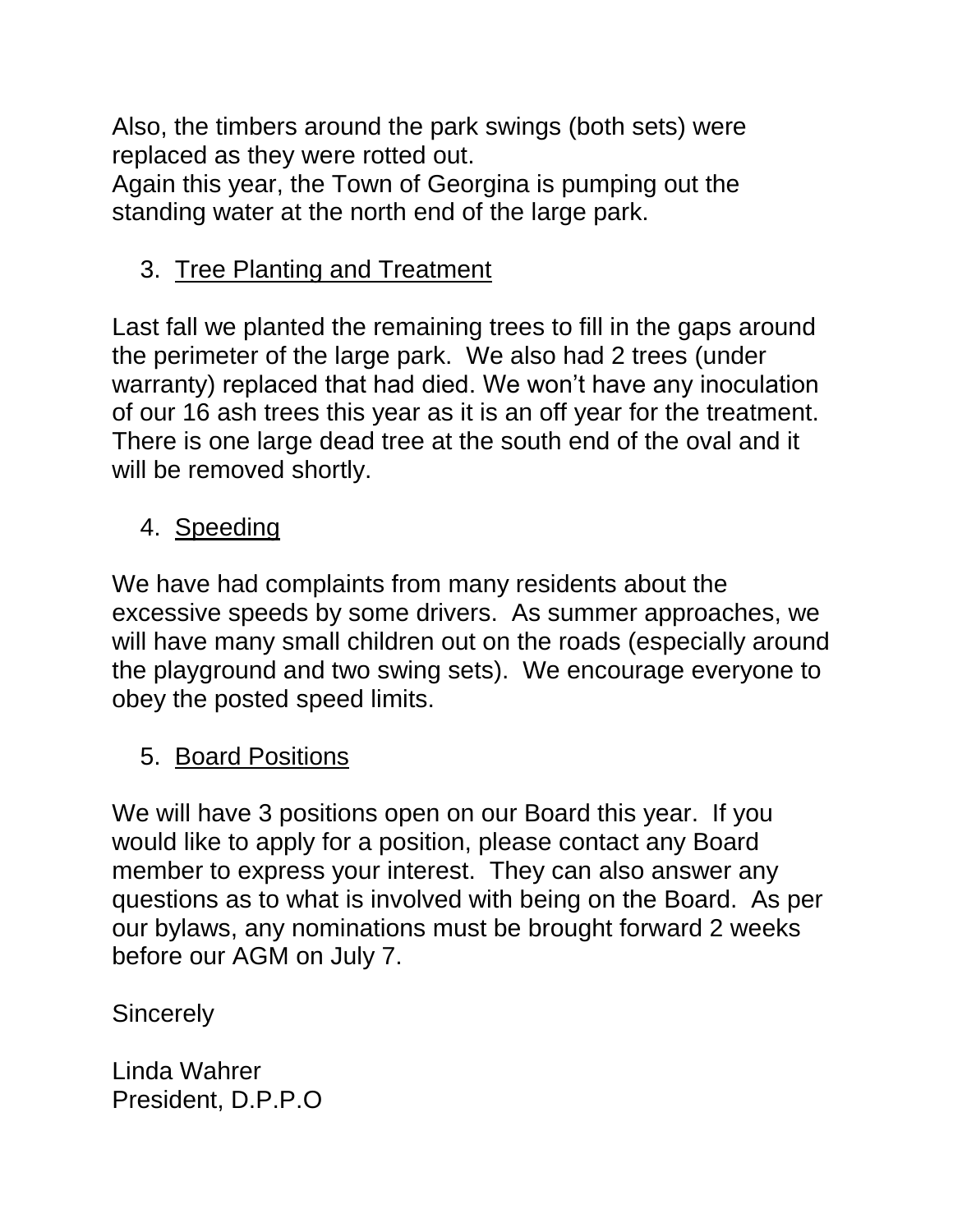Also, the timbers around the park swings (both sets) were replaced as they were rotted out.
Again this year, the Town of Georgina is pumping out the standing water at the north end of the large park.

3. Tree Planting and Treatment

Last fall we planted the remaining trees to fill in the gaps around the perimeter of the large park. We also had 2 trees (under warranty) replaced that had died. We won't have any inoculation of our 16 ash trees this year as it is an off year for the treatment. There is one large dead tree at the south end of the oval and it will be removed shortly.

4. Speeding

We have had complaints from many residents about the excessive speeds by some drivers. As summer approaches, we will have many small children out on the roads (especially around the playground and two swing sets). We encourage everyone to obey the posted speed limits.

5. Board Positions

We will have 3 positions open on our Board this year. If you would like to apply for a position, please contact any Board member to express your interest. They can also answer any questions as to what is involved with being on the Board. As per our bylaws, any nominations must be brought forward 2 weeks before our AGM on July 7.

Sincerely

Linda Wahrer
President, D.P.P.O